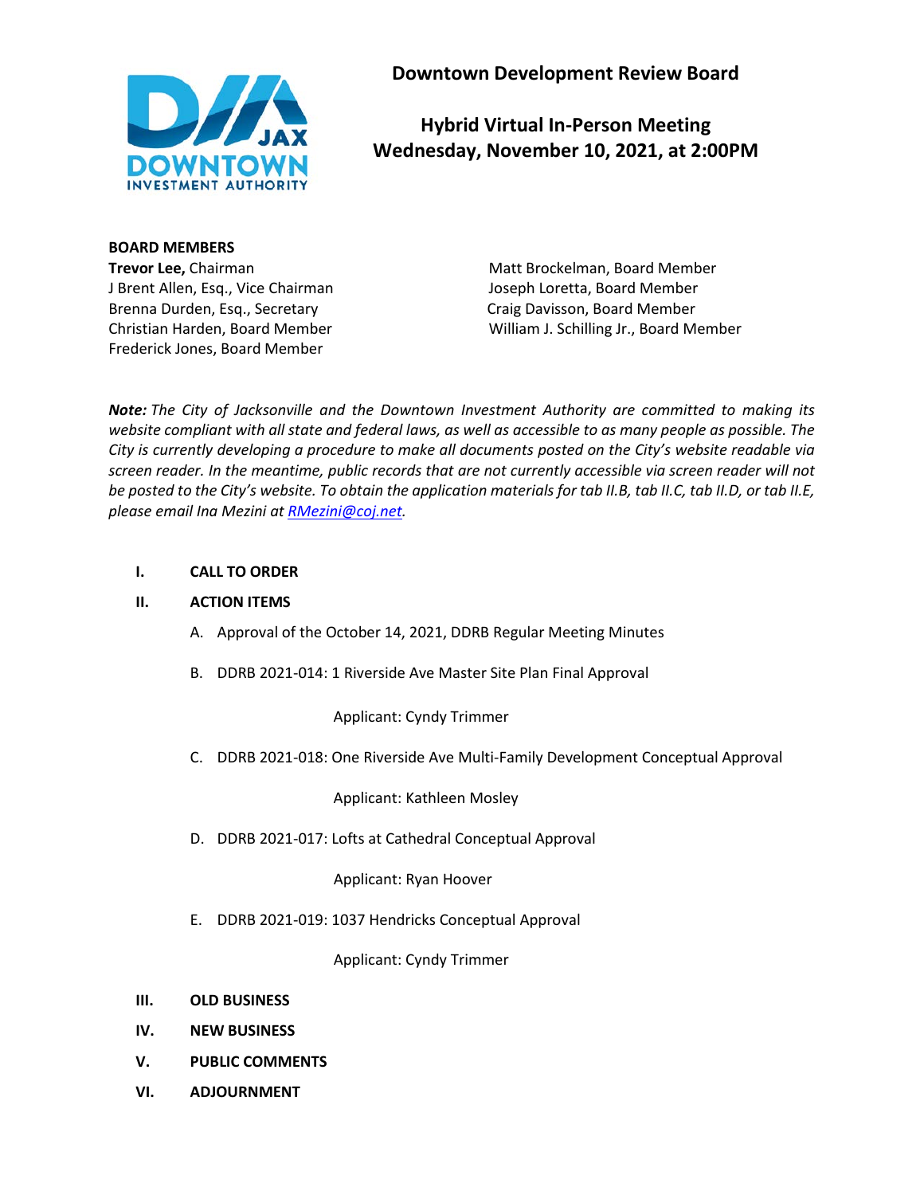# Downtown Development Review Board

## Hybrid Virtual In-Person Meeting
## Wednesday, November 10, 2021, at 2:00PM

**BOARD MEMBERS**

**Trevor Lee,** Chairman
J Brent Allen, Esq., Vice Chairman
Brenna Durden, Esq., Secretary
Christian Harden, Board Member
Frederick Jones, Board Member
Matt Brockelman, Board Member
Joseph Loretta, Board Member
Craig Davisson, Board Member
William J. Schilling Jr., Board Member

***Note:*** *The City of Jacksonville and the Downtown Investment Authority are committed to making its website compliant with all state and federal laws, as well as accessible to as many people as possible. The City is currently developing a procedure to make all documents posted on the City's website readable via screen reader. In the meantime, public records that are not currently accessible via screen reader will not be posted to the City's website. To obtain the application materials for tab II.B, tab II.C, tab II.D, or tab II.E, please email Ina Mezini at [RMezini@coj.net](mailto:RMezini@coj.net).*

**I. CALL TO ORDER**

**II. ACTION ITEMS**

A. Approval of the October 14, 2021, DDRB Regular Meeting Minutes

B. DDRB 2021-014: 1 Riverside Ave Master Site Plan Final Approval

Applicant: Cyndy Trimmer

C. DDRB 2021-018: One Riverside Ave Multi-Family Development Conceptual Approval

Applicant: Kathleen Mosley

D. DDRB 2021-017: Lofts at Cathedral Conceptual Approval

Applicant: Ryan Hoover

E. DDRB 2021-019: 1037 Hendricks Conceptual Approval

Applicant: Cyndy Trimmer

**III. OLD BUSINESS**

**IV. NEW BUSINESS**

**V. PUBLIC COMMENTS**

**VI. ADJOURNMENT**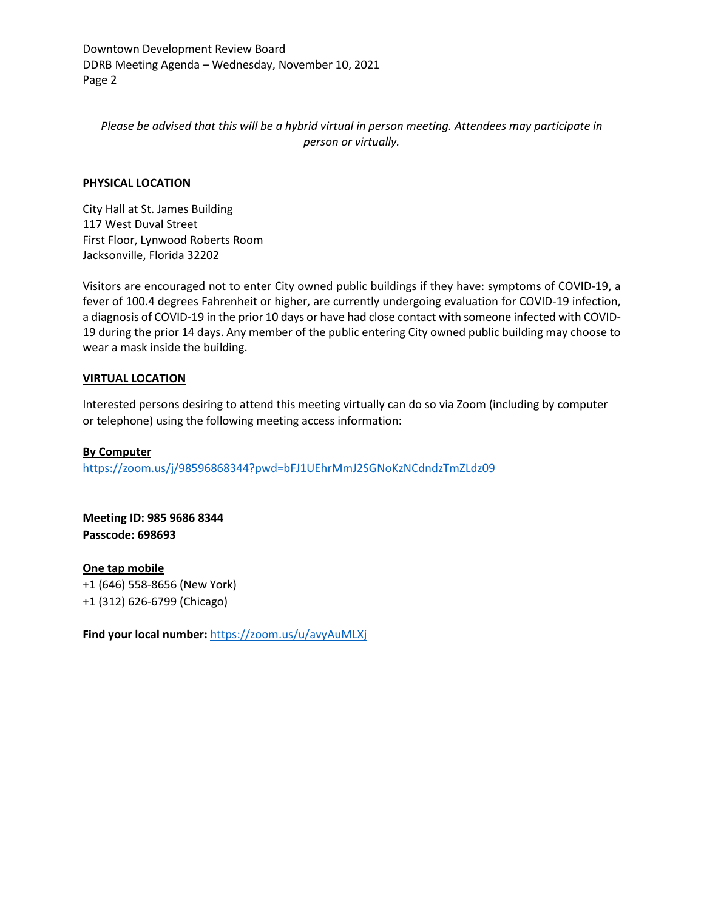*Please be advised that this will be a hybrid virtual in person meeting. Attendees may participate in person or virtually.*

## PHYSICAL LOCATION

City Hall at St. James Building
117 West Duval Street
First Floor, Lynwood Roberts Room
Jacksonville, Florida 32202

Visitors are encouraged not to enter City owned public buildings if they have: symptoms of COVID-19, a fever of 100.4 degrees Fahrenheit or higher, are currently undergoing evaluation for COVID-19 infection, a diagnosis of COVID-19 in the prior 10 days or have had close contact with someone infected with COVID-19 during the prior 14 days. Any member of the public entering City owned public building may choose to wear a mask inside the building.

## VIRTUAL LOCATION

Interested persons desiring to attend this meeting virtually can do so via Zoom (including by computer or telephone) using the following meeting access information:

**By Computer**
https://zoom.us/j/98596868344?pwd=bFJ1UEhrMmJ2SGNoKzNCdndzTmZLdz09

**Meeting ID: 985 9686 8344**
**Passcode: 698693**

**One tap mobile**
+1 (646) 558-8656 (New York)
+1 (312) 626-6799 (Chicago)

**Find your local number:** https://zoom.us/u/avyAuMLXj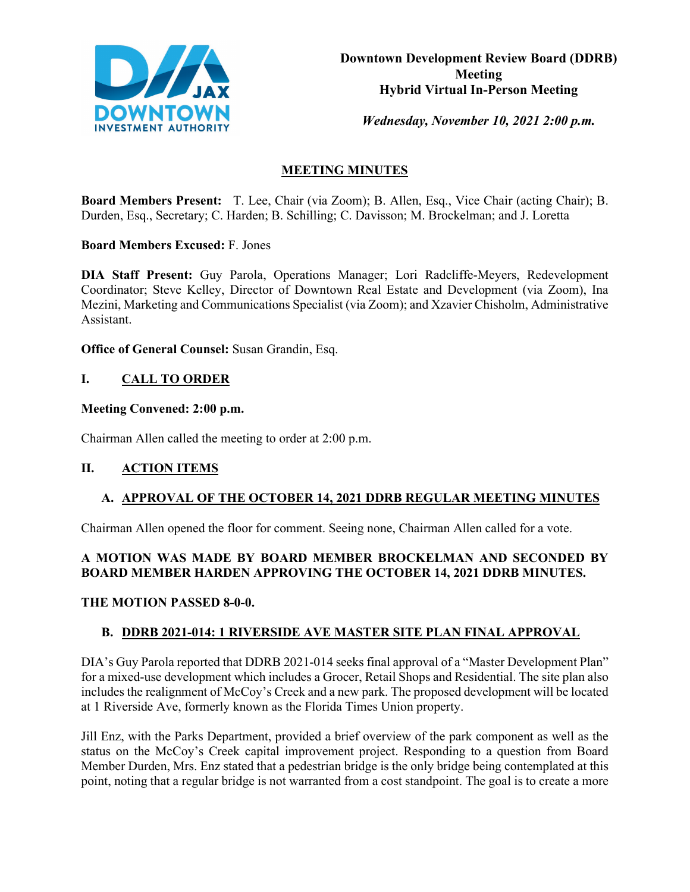**Downtown Development Review Board (DDRB) Meeting**
**Hybrid Virtual In-Person Meeting**

*Wednesday, November 10, 2021 2:00 p.m.*

## MEETING MINUTES

**Board Members Present:** T. Lee, Chair (via Zoom); B. Allen, Esq., Vice Chair (acting Chair); B. Durden, Esq., Secretary; C. Harden; B. Schilling; C. Davisson; M. Brockelman; and J. Loretta

**Board Members Excused:** F. Jones

**DIA Staff Present:** Guy Parola, Operations Manager; Lori Radcliffe-Meyers, Redevelopment Coordinator; Steve Kelley, Director of Downtown Real Estate and Development (via Zoom), Ina Mezini, Marketing and Communications Specialist (via Zoom); and Xzavier Chisholm, Administrative Assistant.

**Office of General Counsel:** Susan Grandin, Esq.

## I. CALL TO ORDER

**Meeting Convened: 2:00 p.m.**

Chairman Allen called the meeting to order at 2:00 p.m.

## II. ACTION ITEMS

### A. APPROVAL OF THE OCTOBER 14, 2021 DDRB REGULAR MEETING MINUTES

Chairman Allen opened the floor for comment. Seeing none, Chairman Allen called for a vote.

**A MOTION WAS MADE BY BOARD MEMBER BROCKELMAN AND SECONDED BY BOARD MEMBER HARDEN APPROVING THE OCTOBER 14, 2021 DDRB MINUTES.**

**THE MOTION PASSED 8-0-0.**

### B. DDRB 2021-014: 1 RIVERSIDE AVE MASTER SITE PLAN FINAL APPROVAL

DIA's Guy Parola reported that DDRB 2021-014 seeks final approval of a "Master Development Plan" for a mixed-use development which includes a Grocer, Retail Shops and Residential. The site plan also includes the realignment of McCoy's Creek and a new park. The proposed development will be located at 1 Riverside Ave, formerly known as the Florida Times Union property.

Jill Enz, with the Parks Department, provided a brief overview of the park component as well as the status on the McCoy's Creek capital improvement project. Responding to a question from Board Member Durden, Mrs. Enz stated that a pedestrian bridge is the only bridge being contemplated at this point, noting that a regular bridge is not warranted from a cost standpoint. The goal is to create a more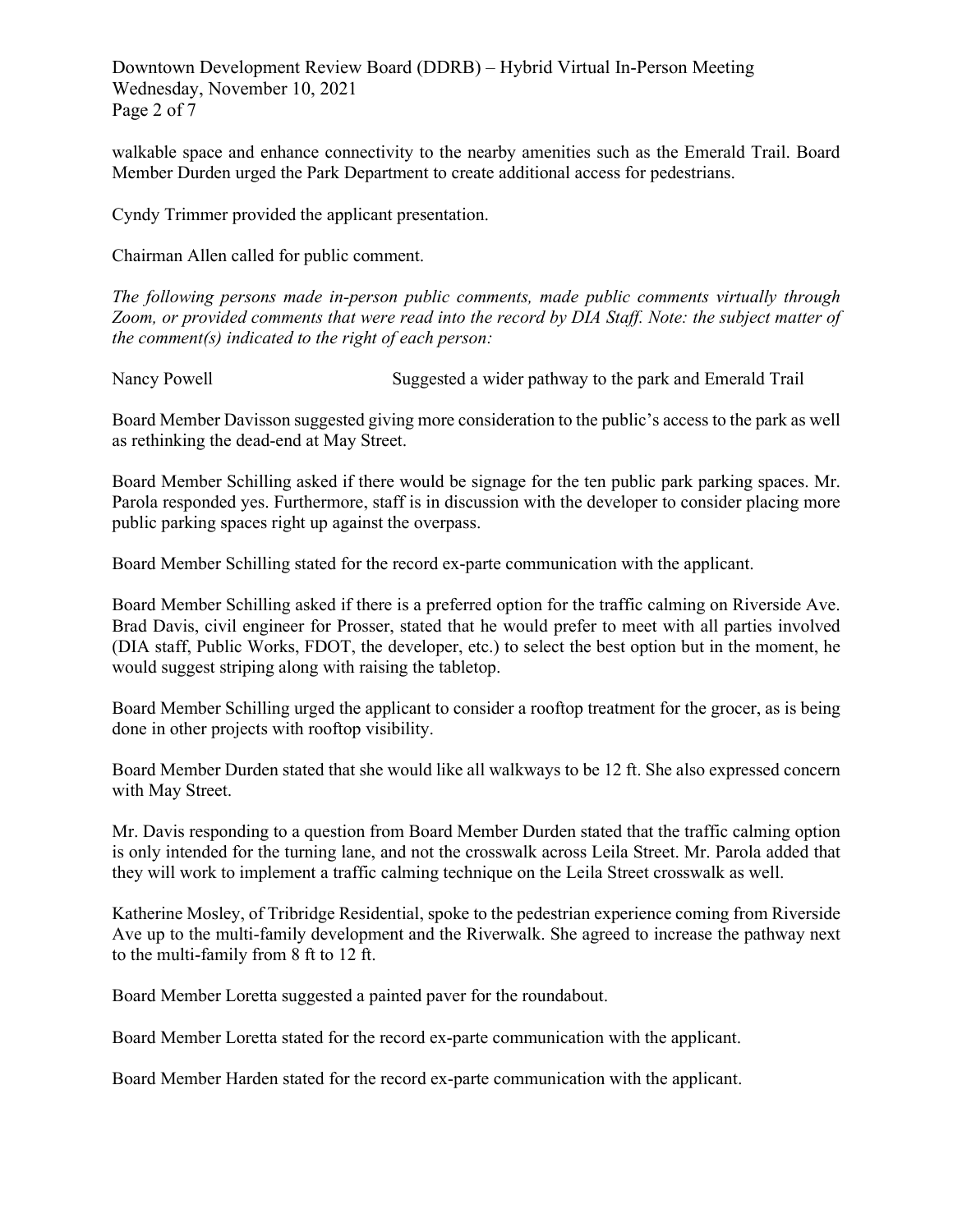walkable space and enhance connectivity to the nearby amenities such as the Emerald Trail. Board Member Durden urged the Park Department to create additional access for pedestrians.

Cyndy Trimmer provided the applicant presentation.

Chairman Allen called for public comment.

*The following persons made in-person public comments, made public comments virtually through Zoom, or provided comments that were read into the record by DIA Staff. Note: the subject matter of the comment(s) indicated to the right of each person:*

Nancy Powell — Suggested a wider pathway to the park and Emerald Trail

Board Member Davisson suggested giving more consideration to the public's access to the park as well as rethinking the dead-end at May Street.

Board Member Schilling asked if there would be signage for the ten public park parking spaces. Mr. Parola responded yes. Furthermore, staff is in discussion with the developer to consider placing more public parking spaces right up against the overpass.

Board Member Schilling stated for the record ex-parte communication with the applicant.

Board Member Schilling asked if there is a preferred option for the traffic calming on Riverside Ave. Brad Davis, civil engineer for Prosser, stated that he would prefer to meet with all parties involved (DIA staff, Public Works, FDOT, the developer, etc.) to select the best option but in the moment, he would suggest striping along with raising the tabletop.

Board Member Schilling urged the applicant to consider a rooftop treatment for the grocer, as is being done in other projects with rooftop visibility.

Board Member Durden stated that she would like all walkways to be 12 ft. She also expressed concern with May Street.

Mr. Davis responding to a question from Board Member Durden stated that the traffic calming option is only intended for the turning lane, and not the crosswalk across Leila Street. Mr. Parola added that they will work to implement a traffic calming technique on the Leila Street crosswalk as well.

Katherine Mosley, of Tribridge Residential, spoke to the pedestrian experience coming from Riverside Ave up to the multi-family development and the Riverwalk. She agreed to increase the pathway next to the multi-family from 8 ft to 12 ft.

Board Member Loretta suggested a painted paver for the roundabout.

Board Member Loretta stated for the record ex-parte communication with the applicant.

Board Member Harden stated for the record ex-parte communication with the applicant.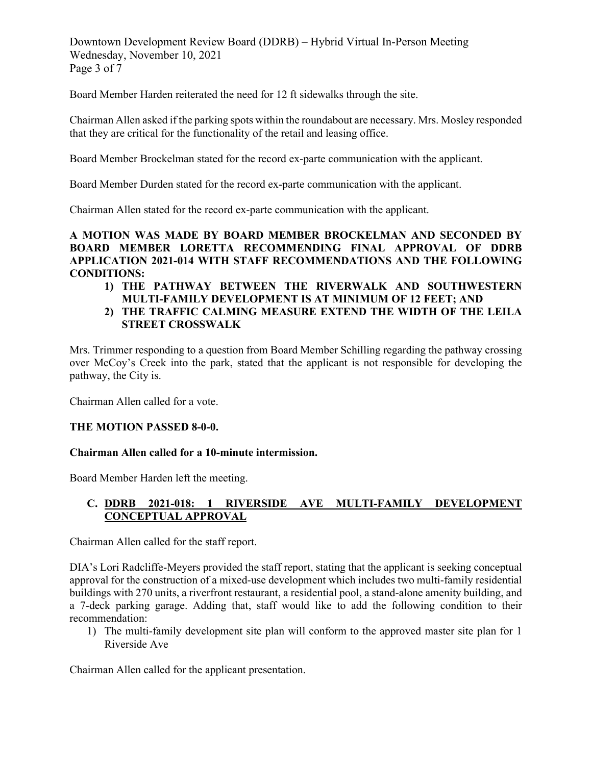Board Member Harden reiterated the need for 12 ft sidewalks through the site.

Chairman Allen asked if the parking spots within the roundabout are necessary. Mrs. Mosley responded that they are critical for the functionality of the retail and leasing office.

Board Member Brockelman stated for the record ex-parte communication with the applicant.

Board Member Durden stated for the record ex-parte communication with the applicant.

Chairman Allen stated for the record ex-parte communication with the applicant.

**A MOTION WAS MADE BY BOARD MEMBER BROCKELMAN AND SECONDED BY BOARD MEMBER LORETTA RECOMMENDING FINAL APPROVAL OF DDRB APPLICATION 2021-014 WITH STAFF RECOMMENDATIONS AND THE FOLLOWING CONDITIONS:**

1) **THE PATHWAY BETWEEN THE RIVERWALK AND SOUTHWESTERN MULTI-FAMILY DEVELOPMENT IS AT MINIMUM OF 12 FEET; AND**
2) **THE TRAFFIC CALMING MEASURE EXTEND THE WIDTH OF THE LEILA STREET CROSSWALK**

Mrs. Trimmer responding to a question from Board Member Schilling regarding the pathway crossing over McCoy's Creek into the park, stated that the applicant is not responsible for developing the pathway, the City is.

Chairman Allen called for a vote.

**THE MOTION PASSED 8-0-0.**

**Chairman Allen called for a 10-minute intermission.**

Board Member Harden left the meeting.

### C. DDRB 2021-018: 1 RIVERSIDE AVE MULTI-FAMILY DEVELOPMENT CONCEPTUAL APPROVAL

Chairman Allen called for the staff report.

DIA's Lori Radcliffe-Meyers provided the staff report, stating that the applicant is seeking conceptual approval for the construction of a mixed-use development which includes two multi-family residential buildings with 270 units, a riverfront restaurant, a residential pool, a stand-alone amenity building, and a 7-deck parking garage. Adding that, staff would like to add the following condition to their recommendation:

1) The multi-family development site plan will conform to the approved master site plan for 1 Riverside Ave

Chairman Allen called for the applicant presentation.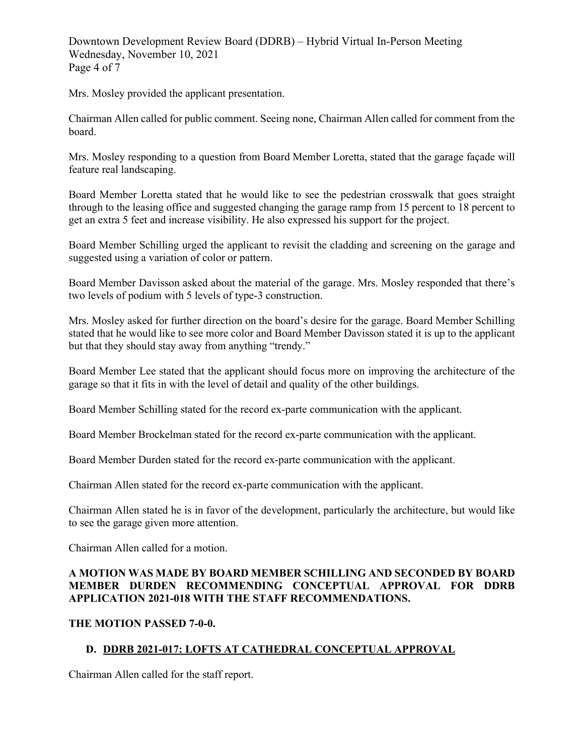Mrs. Mosley provided the applicant presentation.

Chairman Allen called for public comment. Seeing none, Chairman Allen called for comment from the board.

Mrs. Mosley responding to a question from Board Member Loretta, stated that the garage façade will feature real landscaping.

Board Member Loretta stated that he would like to see the pedestrian crosswalk that goes straight through to the leasing office and suggested changing the garage ramp from 15 percent to 18 percent to get an extra 5 feet and increase visibility. He also expressed his support for the project.

Board Member Schilling urged the applicant to revisit the cladding and screening on the garage and suggested using a variation of color or pattern.

Board Member Davisson asked about the material of the garage. Mrs. Mosley responded that there's two levels of podium with 5 levels of type-3 construction.

Mrs. Mosley asked for further direction on the board's desire for the garage. Board Member Schilling stated that he would like to see more color and Board Member Davisson stated it is up to the applicant but that they should stay away from anything "trendy."

Board Member Lee stated that the applicant should focus more on improving the architecture of the garage so that it fits in with the level of detail and quality of the other buildings.

Board Member Schilling stated for the record ex-parte communication with the applicant.

Board Member Brockelman stated for the record ex-parte communication with the applicant.

Board Member Durden stated for the record ex-parte communication with the applicant.

Chairman Allen stated for the record ex-parte communication with the applicant.

Chairman Allen stated he is in favor of the development, particularly the architecture, but would like to see the garage given more attention.

Chairman Allen called for a motion.

**A MOTION WAS MADE BY BOARD MEMBER SCHILLING AND SECONDED BY BOARD MEMBER DURDEN RECOMMENDING CONCEPTUAL APPROVAL FOR DDRB APPLICATION 2021-018 WITH THE STAFF RECOMMENDATIONS.**

**THE MOTION PASSED 7-0-0.**

## D. DDRB 2021-017: LOFTS AT CATHEDRAL CONCEPTUAL APPROVAL

Chairman Allen called for the staff report.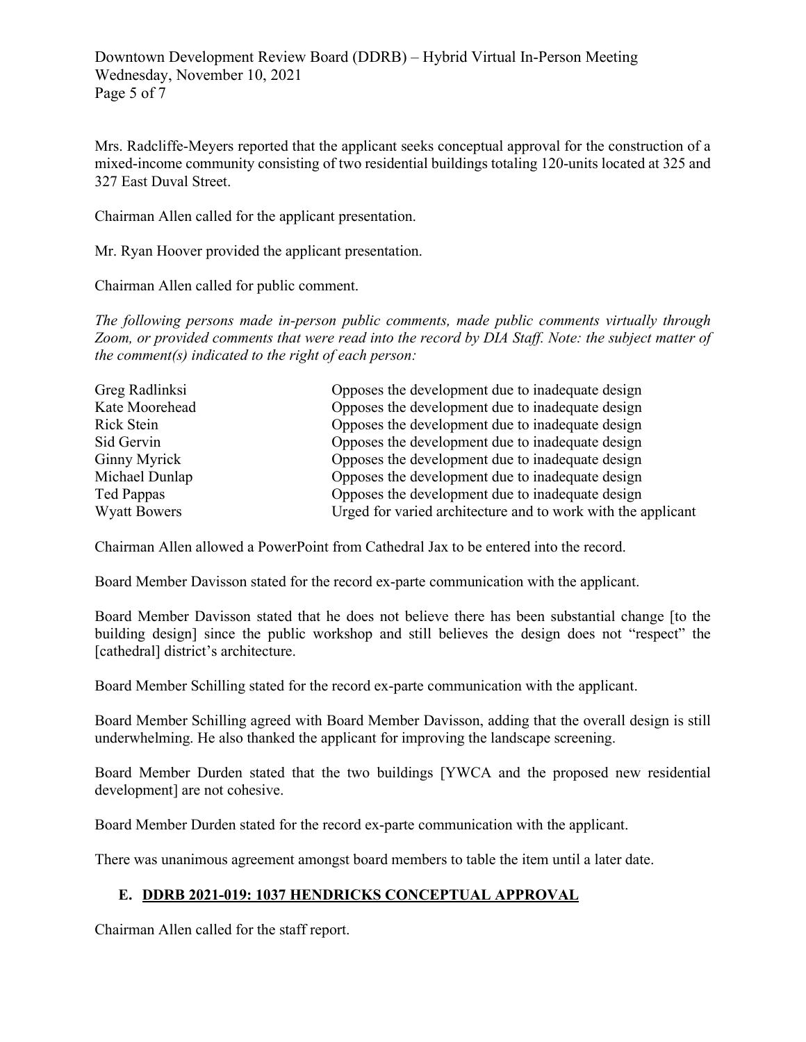Mrs. Radcliffe-Meyers reported that the applicant seeks conceptual approval for the construction of a mixed-income community consisting of two residential buildings totaling 120-units located at 325 and 327 East Duval Street.

Chairman Allen called for the applicant presentation.

Mr. Ryan Hoover provided the applicant presentation.

Chairman Allen called for public comment.

*The following persons made in-person public comments, made public comments virtually through Zoom, or provided comments that were read into the record by DIA Staff. Note: the subject matter of the comment(s) indicated to the right of each person:*

| | |
|---|---|
| Greg Radlinksi | Opposes the development due to inadequate design |
| Kate Moorehead | Opposes the development due to inadequate design |
| Rick Stein | Opposes the development due to inadequate design |
| Sid Gervin | Opposes the development due to inadequate design |
| Ginny Myrick | Opposes the development due to inadequate design |
| Michael Dunlap | Opposes the development due to inadequate design |
| Ted Pappas | Opposes the development due to inadequate design |
| Wyatt Bowers | Urged for varied architecture and to work with the applicant |

Chairman Allen allowed a PowerPoint from Cathedral Jax to be entered into the record.

Board Member Davisson stated for the record ex-parte communication with the applicant.

Board Member Davisson stated that he does not believe there has been substantial change [to the building design] since the public workshop and still believes the design does not "respect" the [cathedral] district's architecture.

Board Member Schilling stated for the record ex-parte communication with the applicant.

Board Member Schilling agreed with Board Member Davisson, adding that the overall design is still underwhelming. He also thanked the applicant for improving the landscape screening.

Board Member Durden stated that the two buildings [YWCA and the proposed new residential development] are not cohesive.

Board Member Durden stated for the record ex-parte communication with the applicant.

There was unanimous agreement amongst board members to table the item until a later date.

## E. DDRB 2021-019: 1037 HENDRICKS CONCEPTUAL APPROVAL

Chairman Allen called for the staff report.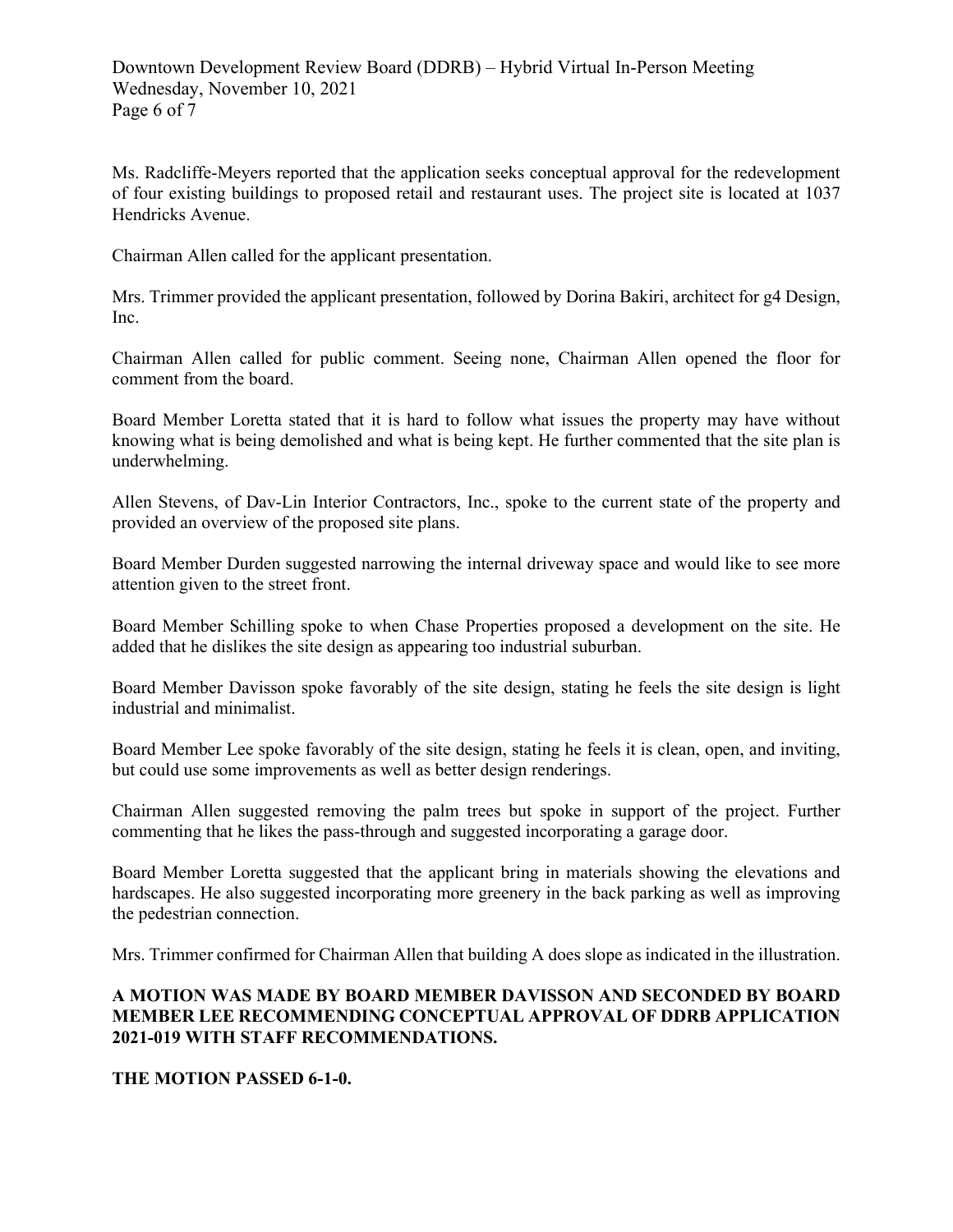Ms. Radcliffe-Meyers reported that the application seeks conceptual approval for the redevelopment of four existing buildings to proposed retail and restaurant uses. The project site is located at 1037 Hendricks Avenue.

Chairman Allen called for the applicant presentation.

Mrs. Trimmer provided the applicant presentation, followed by Dorina Bakiri, architect for g4 Design, Inc.

Chairman Allen called for public comment. Seeing none, Chairman Allen opened the floor for comment from the board.

Board Member Loretta stated that it is hard to follow what issues the property may have without knowing what is being demolished and what is being kept. He further commented that the site plan is underwhelming.

Allen Stevens, of Dav-Lin Interior Contractors, Inc., spoke to the current state of the property and provided an overview of the proposed site plans.

Board Member Durden suggested narrowing the internal driveway space and would like to see more attention given to the street front.

Board Member Schilling spoke to when Chase Properties proposed a development on the site. He added that he dislikes the site design as appearing too industrial suburban.

Board Member Davisson spoke favorably of the site design, stating he feels the site design is light industrial and minimalist.

Board Member Lee spoke favorably of the site design, stating he feels it is clean, open, and inviting, but could use some improvements as well as better design renderings.

Chairman Allen suggested removing the palm trees but spoke in support of the project. Further commenting that he likes the pass-through and suggested incorporating a garage door.

Board Member Loretta suggested that the applicant bring in materials showing the elevations and hardscapes. He also suggested incorporating more greenery in the back parking as well as improving the pedestrian connection.

Mrs. Trimmer confirmed for Chairman Allen that building A does slope as indicated in the illustration.

**A MOTION WAS MADE BY BOARD MEMBER DAVISSON AND SECONDED BY BOARD MEMBER LEE RECOMMENDING CONCEPTUAL APPROVAL OF DDRB APPLICATION 2021-019 WITH STAFF RECOMMENDATIONS.**

**THE MOTION PASSED 6-1-0.**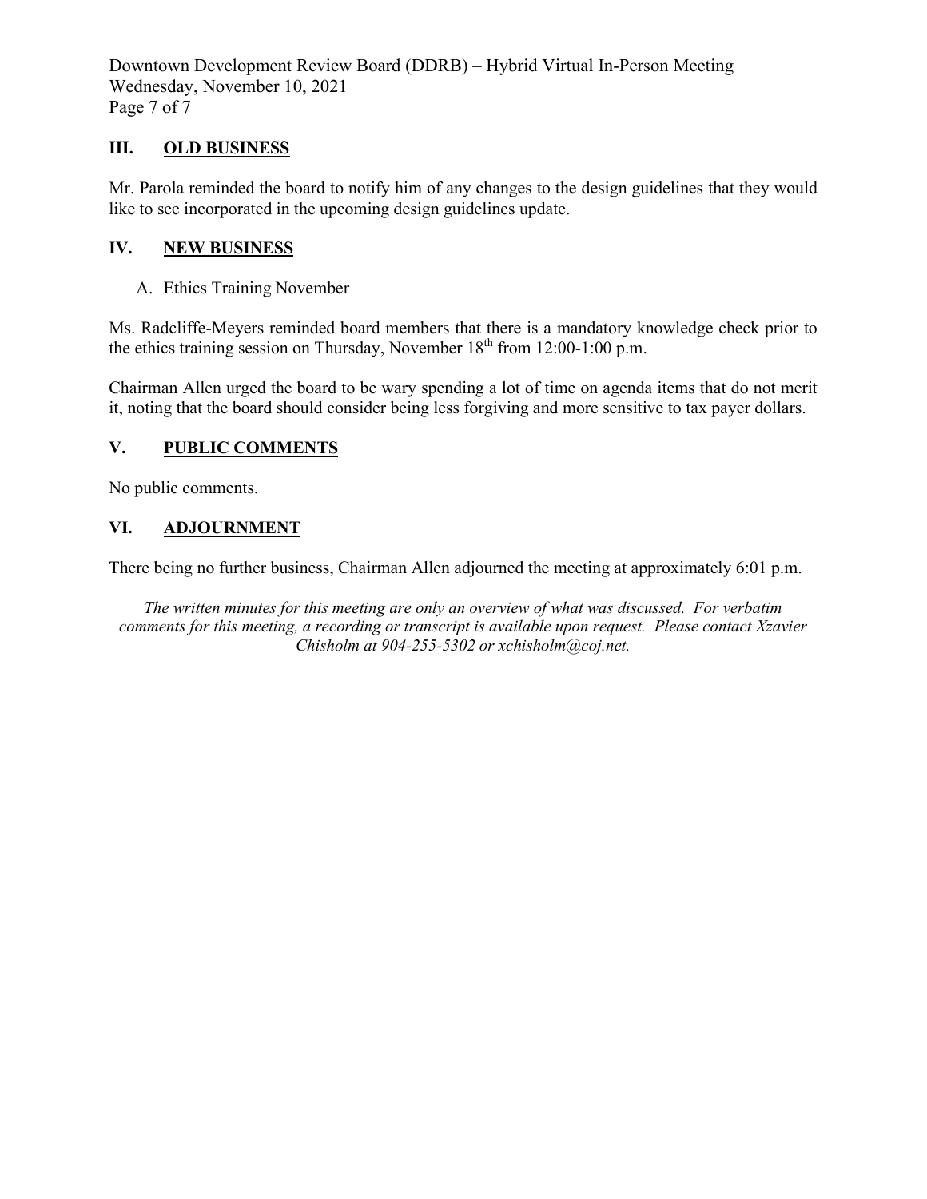## III. OLD BUSINESS

Mr. Parola reminded the board to notify him of any changes to the design guidelines that they would like to see incorporated in the upcoming design guidelines update.

## IV. NEW BUSINESS

A. Ethics Training November

Ms. Radcliffe-Meyers reminded board members that there is a mandatory knowledge check prior to the ethics training session on Thursday, November 18th from 12:00-1:00 p.m.

Chairman Allen urged the board to be wary spending a lot of time on agenda items that do not merit it, noting that the board should consider being less forgiving and more sensitive to tax payer dollars.

## V. PUBLIC COMMENTS

No public comments.

## VI. ADJOURNMENT

There being no further business, Chairman Allen adjourned the meeting at approximately 6:01 p.m.

*The written minutes for this meeting are only an overview of what was discussed. For verbatim comments for this meeting, a recording or transcript is available upon request. Please contact Xzavier Chisholm at 904-255-5302 or xchisholm@coj.net.*